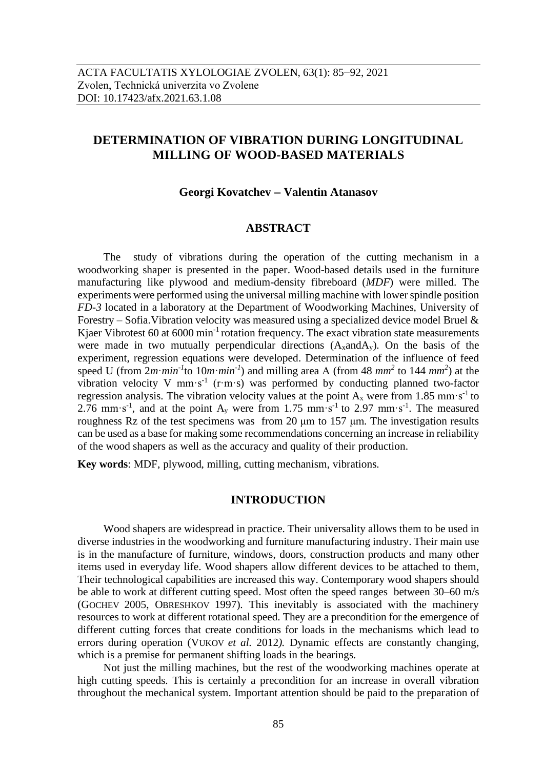ACTA FACULTATIS XYLOLOGIAE ZVOLEN, 63(1): 85−92, 2021
Zvolen, Technická univerzita vo Zvolene
DOI: 10.17423/afx.2021.63.1.08

# DETERMINATION OF VIBRATION DURING LONGITUDINAL MILLING OF WOOD-BASED MATERIALS

**Georgi Kovatchev – Valentin Atanasov**

## ABSTRACT

The study of vibrations during the operation of the cutting mechanism in a woodworking shaper is presented in the paper. Wood-based details used in the furniture manufacturing like plywood and medium-density fibreboard (*MDF*) were milled. The experiments were performed using the universal milling machine with lower spindle position *FD-3* located in a laboratory at the Department of Woodworking Machines, University of Forestry – Sofia.Vibration velocity was measured using a specialized device model Bruel & Kjaer Vibrotest 60 at 6000 $min^{-1}$ rotation frequency. The exact vibration state measurements were made in two mutually perpendicular directions ($A_x$and$A_y$). On the basis of the experiment, regression equations were developed. Determination of the influence of feed speed U (from $2 m \cdot min^{-1}$to $10 m \cdot min^{-1}$) and milling area A (from 48 $mm^2$ to 144 $mm^2$) at the vibration velocity V $mm \cdot s^{-1}$ (r·m·s) was performed by conducting planned two-factor regression analysis. The vibration velocity values at the point $A_x$ were from 1.85 $mm \cdot s^{-1}$ to 2.76 $mm \cdot s^{-1}$, and at the point $A_y$ were from 1.75 $mm \cdot s^{-1}$ to 2.97 $mm \cdot s^{-1}$. The measured roughness Rz of the test specimens was from 20 μm to 157 μm. The investigation results can be used as a base for making some recommendations concerning an increase in reliability of the wood shapers as well as the accuracy and quality of their production.

**Key words**: MDF, plywood, milling, cutting mechanism, vibrations.

## INTRODUCTION

Wood shapers are widespread in practice. Their universality allows them to be used in diverse industries in the woodworking and furniture manufacturing industry. Their main use is in the manufacture of furniture, windows, doors, construction products and many other items used in everyday life. Wood shapers allow different devices to be attached to them, Their technological capabilities are increased this way. Contemporary wood shapers should be able to work at different cutting speed. Most often the speed ranges between 30–60 m/s (GOCHEV 2005, OBRESHKOV 1997). This inevitably is associated with the machinery resources to work at different rotational speed. They are a precondition for the emergence of different cutting forces that create conditions for loads in the mechanisms which lead to errors during operation (VUKOV *et al.* 2012*).* Dynamic effects are constantly changing, which is a premise for permanent shifting loads in the bearings.

Not just the milling machines, but the rest of the woodworking machines operate at high cutting speeds. This is certainly a precondition for an increase in overall vibration throughout the mechanical system. Important attention should be paid to the preparation of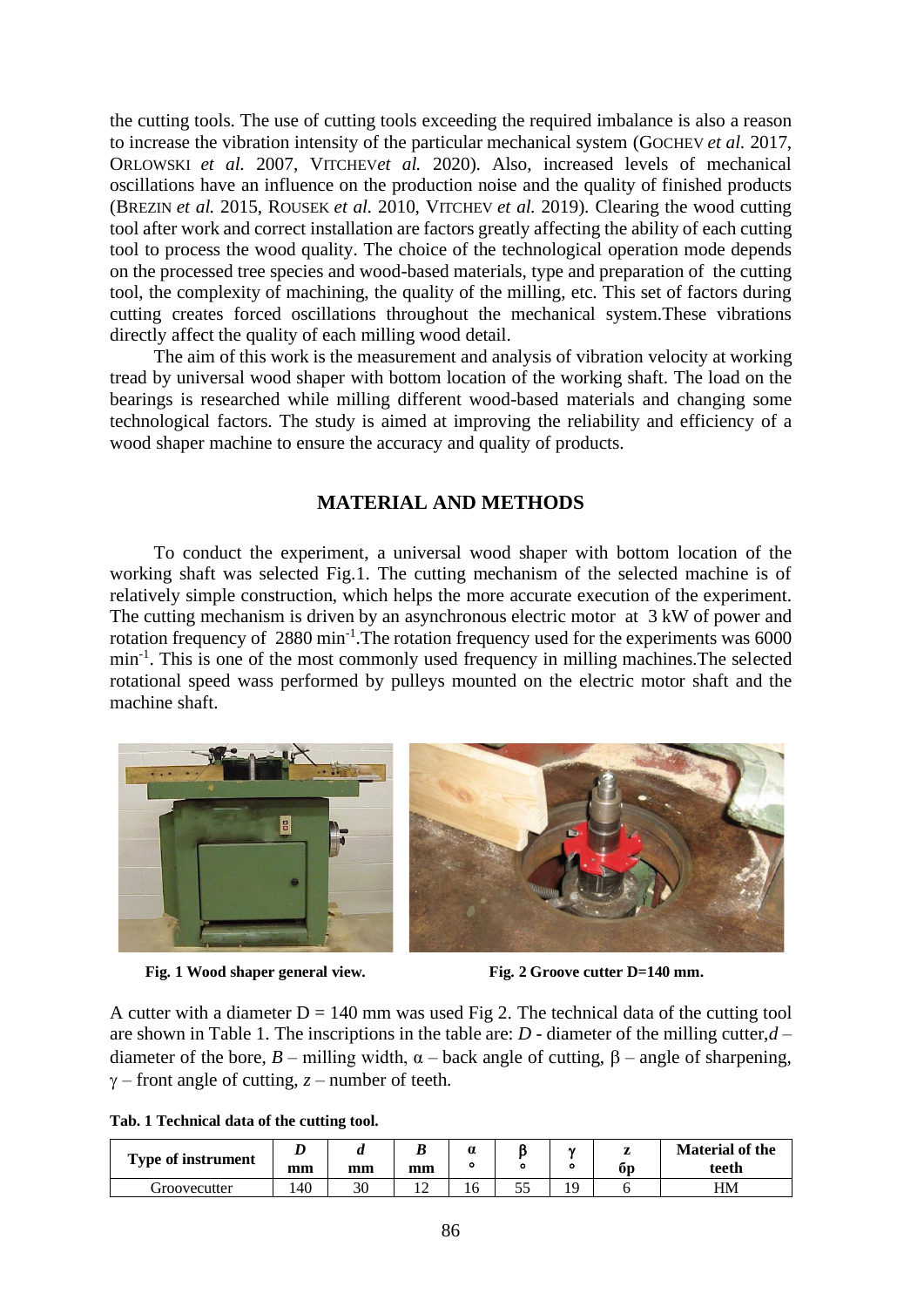the cutting tools. The use of cutting tools exceeding the required imbalance is also a reason to increase the vibration intensity of the particular mechanical system (GOCHEV *et al.* 2017, ORLOWSKI *et al.* 2007, VITCHEV*et al.* 2020). Also, increased levels of mechanical oscillations have an influence on the production noise and the quality of finished products (BREZIN *et al.* 2015, ROUSEK *et al.* 2010, VITCHEV *et al.* 2019). Clearing the wood cutting tool after work and correct installation are factors greatly affecting the ability of each cutting tool to process the wood quality. The choice of the technological operation mode depends on the processed tree species and wood-based materials, type and preparation of the cutting tool, the complexity of machining, the quality of the milling, etc. This set of factors during cutting creates forced oscillations throughout the mechanical system.These vibrations directly affect the quality of each milling wood detail.

The aim of this work is the measurement and analysis of vibration velocity at working tread by universal wood shaper with bottom location of the working shaft. The load on the bearings is researched while milling different wood-based materials and changing some technological factors. The study is aimed at improving the reliability and efficiency of a wood shaper machine to ensure the accuracy and quality of products.

## MATERIAL AND METHODS

To conduct the experiment, a universal wood shaper with bottom location of the working shaft was selected Fig.1. The cutting mechanism of the selected machine is of relatively simple construction, which helps the more accurate execution of the experiment. The cutting mechanism is driven by an asynchronous electric motor at 3 kW of power and rotation frequency of 2880 min$^{-1}$.The rotation frequency used for the experiments was 6000 min$^{-1}$. This is one of the most commonly used frequency in milling machines.The selected rotational speed wass performed by pulleys mounted on the electric motor shaft and the machine shaft.

**Fig. 1 Wood shaper general view.**

**Fig. 2 Groove cutter D=140 mm.**

A cutter with a diameter D = 140 mm was used Fig 2. The technical data of the cutting tool are shown in Table 1. The inscriptions in the table are: *D* - diameter of the milling cutter,*d* – diameter of the bore, *B* – milling width, α – back angle of cutting, β – angle of sharpening, γ – front angle of cutting, *z* – number of teeth.

**Tab. 1 Technical data of the cutting tool.**

| Type of instrument | *D* mm | *d* mm | *B* mm | α ° | β ° | γ ° | z бр | Material of the teeth |
|---|---|---|---|---|---|---|---|---|
| Groovecutter | 140 | 30 | 12 | 16 | 55 | 19 | 6 | HM |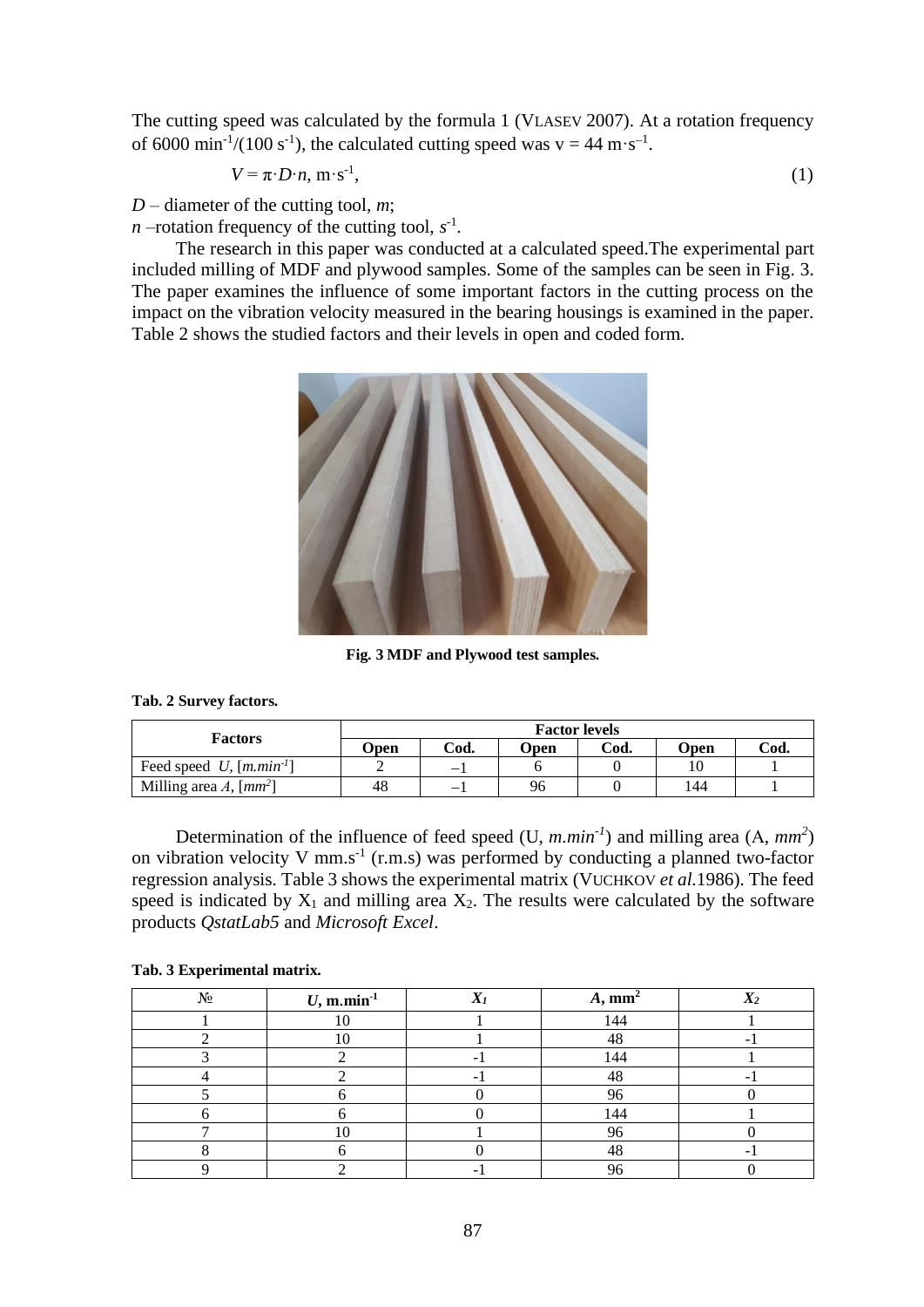The cutting speed was calculated by the formula 1 (VLASEV 2007). At a rotation frequency of 6000 $min^{-1}$/(100 $s^{-1}$), the calculated cutting speed was $v = 44\ m{\cdot}s^{-1}$.

$$V = \pi{\cdot}D{\cdot}n,\ m{\cdot}s^{-1}, \quad (1)$$

$D$ – diameter of the cutting tool, *m*;
$n$ –rotation frequency of the cutting tool, $s^{-1}$.

The research in this paper was conducted at a calculated speed.The experimental part included milling of MDF and plywood samples. Some of the samples can be seen in Fig. 3. The paper examines the influence of some important factors in the cutting process on the impact on the vibration velocity measured in the bearing housings is examined in the paper. Table 2 shows the studied factors and their levels in open and coded form.

**Fig. 3 MDF and Plywood test samples.**

**Tab. 2 Survey factors.**

| Factors | Factor levels | | | | | |
|---|---|---|---|---|---|---|
| | Open | Cod. | Open | Cod. | Open | Cod. |
| Feed speed $U$, [$m.min^{-1}$] | 2 | –1 | 6 | 0 | 10 | 1 |
| Milling area $A$, [$mm^2$] | 48 | –1 | 96 | 0 | 144 | 1 |

Determination of the influence of feed speed (U, $m.min^{-1}$) and milling area (A, $mm^2$) on vibration velocity V $mm.s^{-1}$ (r.m.s) was performed by conducting a planned two-factor regression analysis. Table 3 shows the experimental matrix (VUCHKOV *et al.*1986). The feed speed is indicated by $X_1$ and milling area $X_2$. The results were calculated by the software products *QstatLab5* and *Microsoft Excel*.

**Tab. 3 Experimental matrix.**

| № | $U$, $m.min^{-1}$ | $X_1$ | $A$, $mm^2$ | $X_2$ |
|---|---|---|---|---|
| 1 | 10 | 1 | 144 | 1 |
| 2 | 10 | 1 | 48 | -1 |
| 3 | 2 | -1 | 144 | 1 |
| 4 | 2 | -1 | 48 | -1 |
| 5 | 6 | 0 | 96 | 0 |
| 6 | 6 | 0 | 144 | 1 |
| 7 | 10 | 1 | 96 | 0 |
| 8 | 6 | 0 | 48 | -1 |
| 9 | 2 | -1 | 96 | 0 |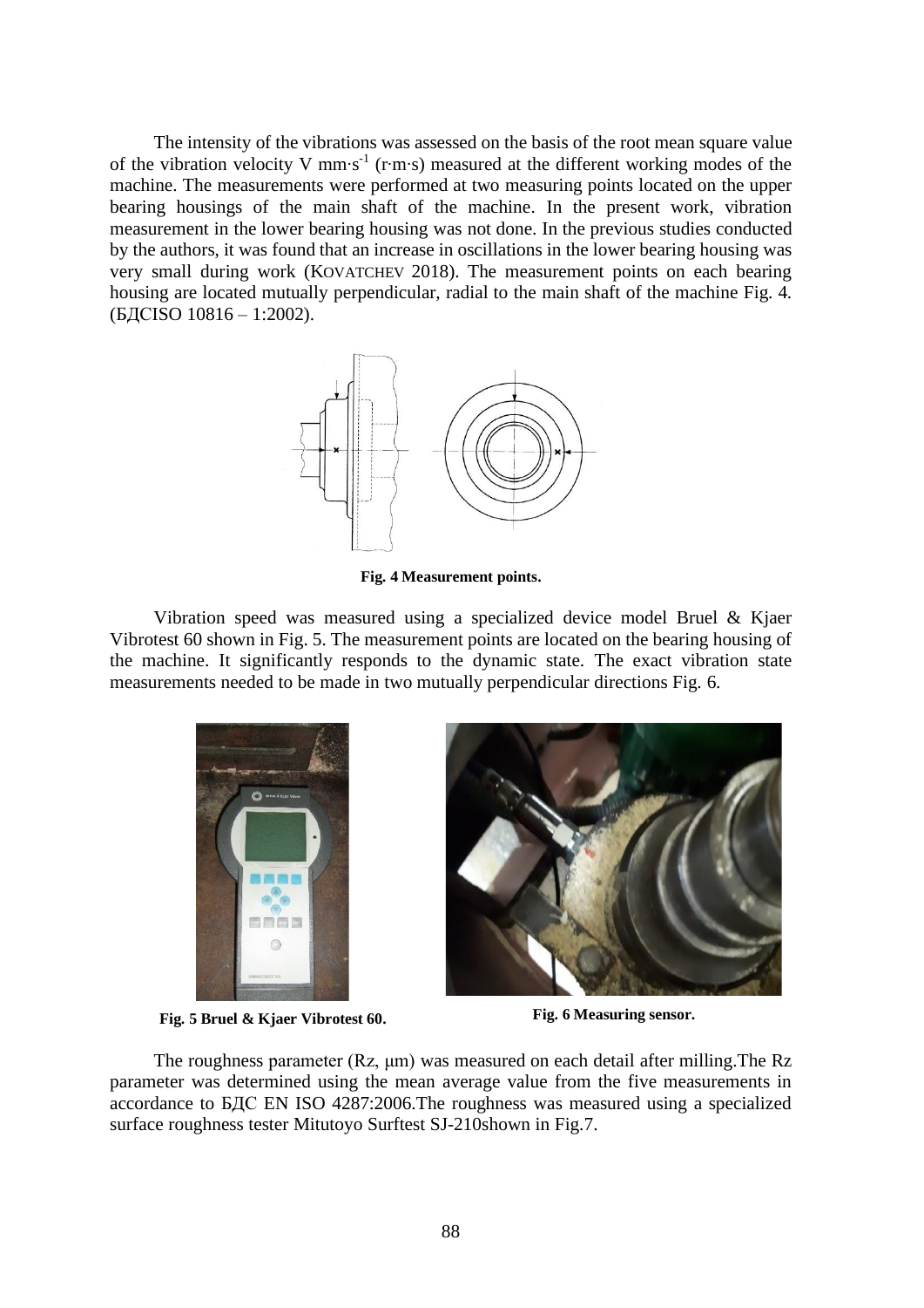The intensity of the vibrations was assessed on the basis of the root mean square value of the vibration velocity V mm·s$^{-1}$ (r·m·s) measured at the different working modes of the machine. The measurements were performed at two measuring points located on the upper bearing housings of the main shaft of the machine. In the present work, vibration measurement in the lower bearing housing was not done. In the previous studies conducted by the authors, it was found that an increase in oscillations in the lower bearing housing was very small during work (KOVATCHEV 2018). The measurement points on each bearing housing are located mutually perpendicular, radial to the main shaft of the machine Fig. 4. (БДСISO 10816 – 1:2002).

**Fig. 4 Measurement points.**

Vibration speed was measured using a specialized device model Bruel & Kjaer Vibrotest 60 shown in Fig. 5. The measurement points are located on the bearing housing of the machine. It significantly responds to the dynamic state. The exact vibration state measurements needed to be made in two mutually perpendicular directions Fig. 6.

**Fig. 5 Bruel & Kjaer Vibrotest 60.**

**Fig. 6 Measuring sensor.**

The roughness parameter (Rz, μm) was measured on each detail after milling.The Rz parameter was determined using the mean average value from the five measurements in accordance to БДС EN ISO 4287:2006.The roughness was measured using a specialized surface roughness tester Mitutoyo Surftest SJ-210shown in Fig.7.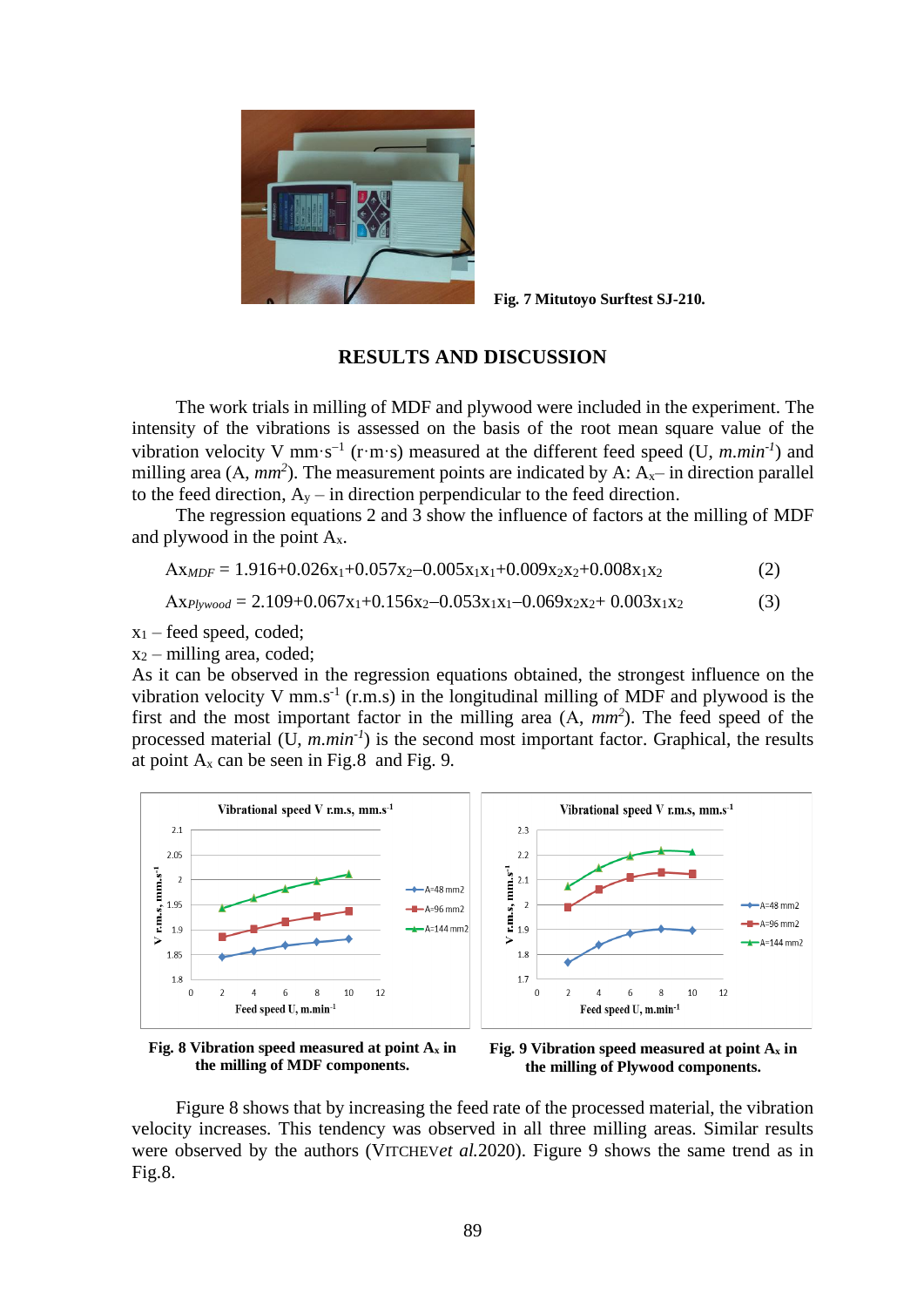Fig. 7 Mitutoyo Surftest SJ-210.

## RESULTS AND DISCUSSION

The work trials in milling of MDF and plywood were included in the experiment. The intensity of the vibrations is assessed on the basis of the root mean square value of the vibration velocity V $mm{\cdot}s^{-1}$ (r·m·s) measured at the different feed speed (U, *m.min*$^{-1}$) and milling area (A, *mm*$^{2}$). The measurement points are indicated by A: $A_x$– in direction parallel to the feed direction, $A_y$ – in direction perpendicular to the feed direction.

The regression equations 2 and 3 show the influence of factors at the milling of MDF and plywood in the point $A_x$.

$$Ax_{MDF} = 1.916+0.026x_1+0.057x_2-0.005x_1x_1+0.009x_2x_2+0.008x_1x_2 \quad (2)$$

$$Ax_{Plywood} = 2.109+0.067x_1+0.156x_2-0.053x_1x_1-0.069x_2x_2+ 0.003x_1x_2 \quad (3)$$

$x_1$ – feed speed, coded;
$x_2$ – milling area, coded;
As it can be observed in the regression equations obtained, the strongest influence on the vibration velocity V $mm.s^{-1}$ (r.m.s) in the longitudinal milling of MDF and plywood is the first and the most important factor in the milling area (A, *mm*$^{2}$). The feed speed of the processed material (U, *m.min*$^{-1}$) is the second most important factor. Graphical, the results at point $A_x$ can be seen in Fig.8 and Fig. 9.

Vibrational speed V r.m.s, mm.s-1
V r.m.s, mm.s-1
2.1
2.05
2
1.95
1.9
1.85
1.8
0 2 4 6 8 10 12
Feed speed U, m.min-1
A=48 mm2
A=96 mm2
A=144 mm2

**Fig. 8 Vibration speed measured at point $A_x$ in the milling of MDF components.**

Vibrational speed V r.m.s, mm.s-1
V r.m.s, mm.s-1
2.3
2.2
2.1
2
1.9
1.8
1.7
0 2 4 6 8 10 12
Feed speed U, m.min-1
A=48 mm2
A=96 mm2
A=144 mm2

**Fig. 9 Vibration speed measured at point $A_x$ in the milling of Plywood components.**

Figure 8 shows that by increasing the feed rate of the processed material, the vibration velocity increases. This tendency was observed in all three milling areas. Similar results were observed by the authors (VITCHEV*et al.*2020). Figure 9 shows the same trend as in Fig.8.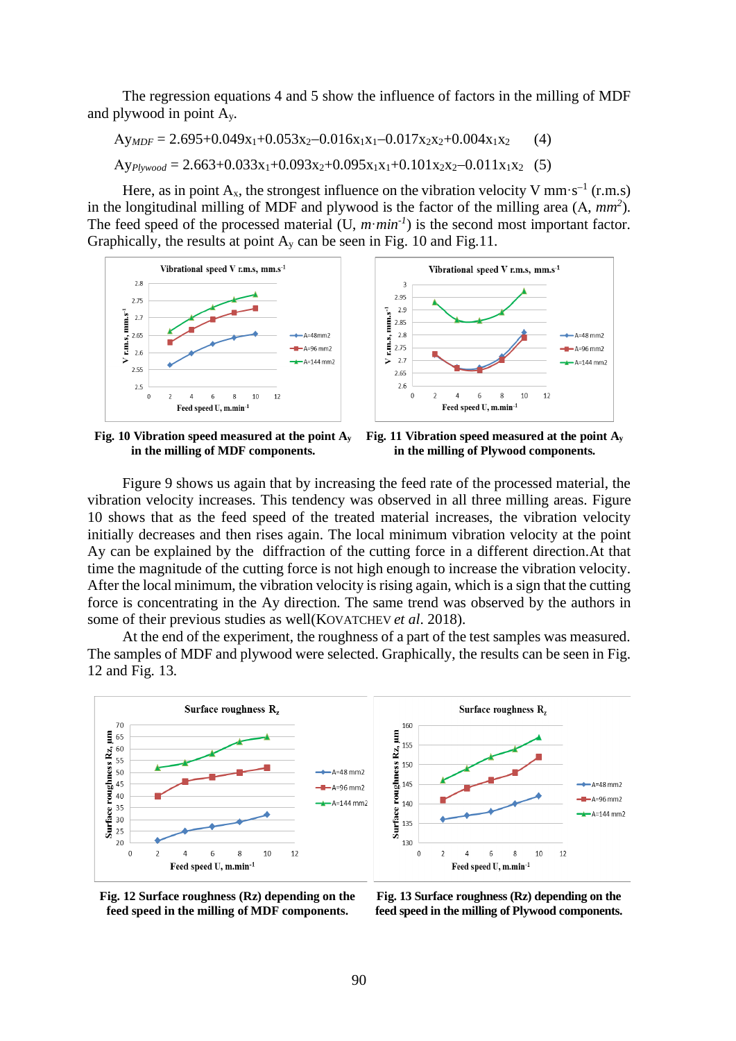The regression equations 4 and 5 show the influence of factors in the milling of MDF and plywood in point $A_y$.

$$Ay_{MDF} = 2.695+0.049x_1+0.053x_2-0.016x_1x_1-0.017x_2x_2+0.004x_1x_2 \quad (4)$$

$$Ay_{Plywood} = 2.663+0.033x_1+0.093x_2+0.095x_1x_1+0.101x_2x_2-0.011x_1x_2 \quad (5)$$

Here, as in point $A_x$, the strongest influence on the vibration velocity V $mm \cdot s^{-1}$ (r.m.s) in the longitudinal milling of MDF and plywood is the factor of the milling area (A, $mm^2$). The feed speed of the processed material (U, $m \cdot min^{-1}$) is the second most important factor. Graphically, the results at point $A_y$ can be seen in Fig. 10 and Fig.11.

Vibrational speed V r.m.s, mm.s$^{-1}$

V r.m.s, mm.s$^{-1}$

2.8
2.75
2.7
2.65
2.6
2.55
2.5

0 2 4 6 8 10 12

Feed speed U, m.min$^{-1}$

A=48mm2
A=96 mm2
A=144 mm2

**Fig. 10 Vibration speed measured at the point $A_y$ in the milling of MDF components.**

Vibrational speed V r.m.s, mm.s$^{-1}$

V r.m.s, mm.s$^{-1}$

3
2.95
2.9
2.85
2.8
2.75
2.7
2.65
2.6

0 2 4 6 8 10 12

Feed speed U, m.min$^{-1}$

A=48 mm2
A=96 mm2
A=144 mm2

**Fig. 11 Vibration speed measured at the point $A_y$ in the milling of Plywood components.**

Figure 9 shows us again that by increasing the feed rate of the processed material, the vibration velocity increases. This tendency was observed in all three milling areas. Figure 10 shows that as the feed speed of the treated material increases, the vibration velocity initially decreases and then rises again. The local minimum vibration velocity at the point Ay can be explained by the diffraction of the cutting force in a different direction.At that time the magnitude of the cutting force is not high enough to increase the vibration velocity. After the local minimum, the vibration velocity is rising again, which is a sign that the cutting force is concentrating in the Ay direction. The same trend was observed by the authors in some of their previous studies as well(KOVATCHEV *et al.* 2018).

At the end of the experiment, the roughness of a part of the test samples was measured. The samples of MDF and plywood were selected. Graphically, the results can be seen in Fig. 12 and Fig. 13.

Surface roughness $R_z$

Surface roughness Rz, µm

70
65
60
55
50
45
40
35
30
25
20

0 2 4 6 8 10 12

Feed speed U, m.min$^{-1}$

A=48 mm2
A=96 mm2
A=144 mm2

**Fig. 12 Surface roughness (Rz) depending on the feed speed in the milling of MDF components.**

Surface roughness $R_z$

Surface roughness Rz, µm

160
155
150
145
140
135
130

0 2 4 6 8 10 12

Feed speed U, m.min$^{-1}$

A=48 mm2
A=96 mm2
A=144 mm2

**Fig. 13 Surface roughness (Rz) depending on the feed speed in the milling of Plywood components.**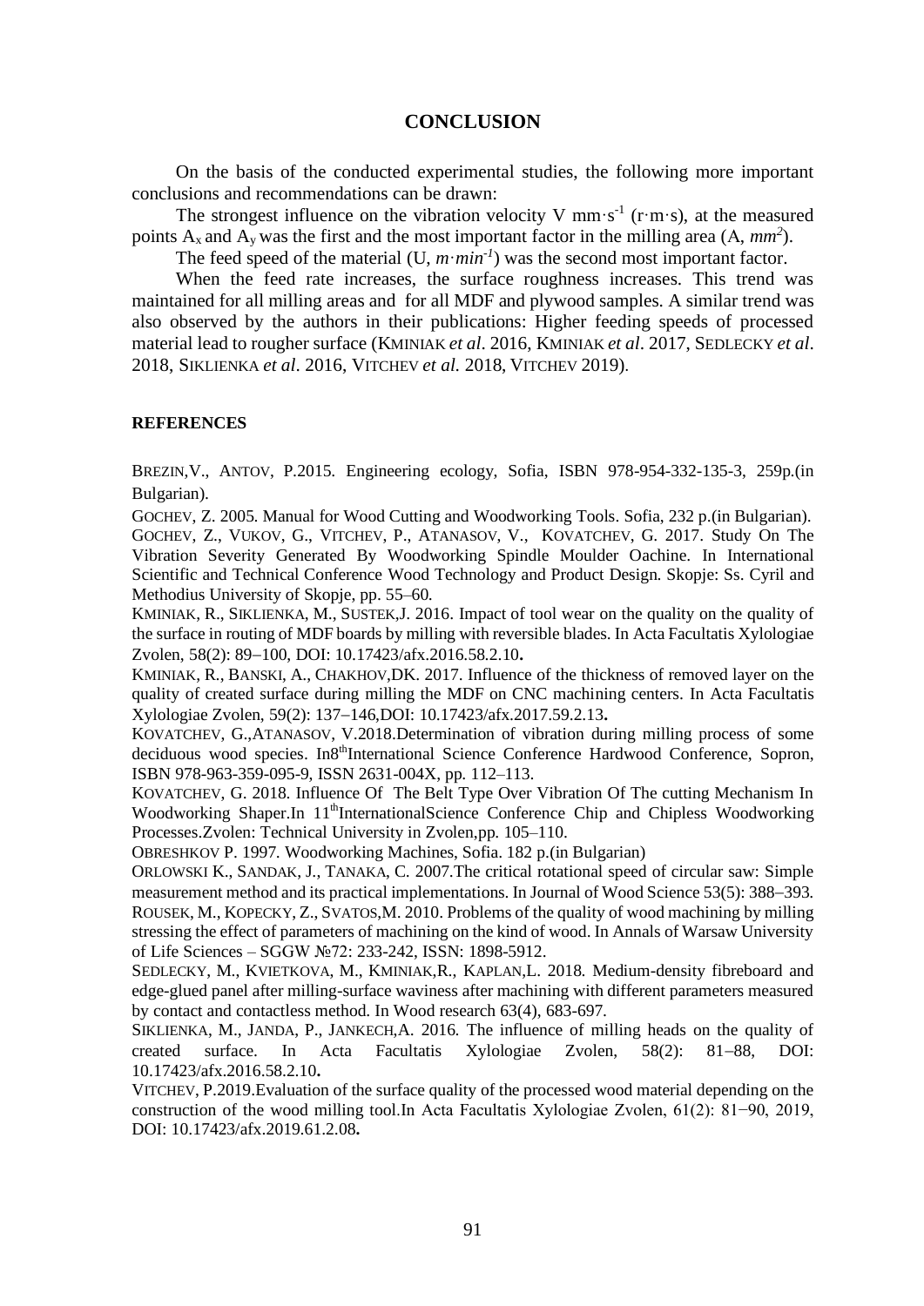## CONCLUSION

On the basis of the conducted experimental studies, the following more important conclusions and recommendations can be drawn:

The strongest influence on the vibration velocity V $mm \cdot s^{-1}$ (r·m·s), at the measured points $A_x$ and $A_y$ was the first and the most important factor in the milling area (A, *mm*$^2$).

The feed speed of the material (U, $m \cdot min^{-1}$) was the second most important factor.

When the feed rate increases, the surface roughness increases. This trend was maintained for all milling areas and for all MDF and plywood samples. A similar trend was also observed by the authors in their publications: Higher feeding speeds of processed material lead to rougher surface (KMINIAK *et al*. 2016, KMINIAK *et al*. 2017, SEDLECKY *et al*. 2018, SIKLIENKA *et al*. 2016, VITCHEV *et al.* 2018, VITCHEV 2019).

### REFERENCES

BREZIN,V., ANTOV, P.2015. Engineering ecology, Sofia, ISBN 978-954-332-135-3, 259p.(in Bulgarian).

GOCHEV, Z. 2005. Manual for Wood Cutting and Woodworking Tools. Sofia, 232 p.(in Bulgarian).

GOCHEV, Z., VUKOV, G., VITCHEV, P., ATANASOV, V., KOVATCHEV, G. 2017. Study On The Vibration Severity Generated By Woodworking Spindle Moulder Oachine. In International Scientific and Technical Conference Wood Technology and Product Design. Skopje: Ss. Cyril and Methodius University of Skopje, pp. 55–60.

KMINIAK, R., SIKLIENKA, M., SUSTEK,J. 2016. Impact of tool wear on the quality on the quality of the surface in routing of MDF boards by milling with reversible blades. In Acta Facultatis Xylologiae Zvolen, 58(2): 89−100, DOI: 10.17423/afx.2016.58.2.10**.**

KMINIAK, R., BANSKI, A., CHAKHOV,DK. 2017. Influence of the thickness of removed layer on the quality of created surface during milling the MDF on CNC machining centers. In Acta Facultatis Xylologiae Zvolen, 59(2): 137−146,DOI: 10.17423/afx.2017.59.2.13**.**

KOVATCHEV, G.,ATANASOV, V.2018.Determination of vibration during milling process of some deciduous wood species. In8thInternational Science Conference Hardwood Conference, Sopron, ISBN 978-963-359-095-9, ISSN 2631-004X, pp. 112–113.

KOVATCHEV, G. 2018. Influence Of The Belt Type Over Vibration Of The cutting Mechanism In Woodworking Shaper.In 11thInternationalScience Conference Chip and Chipless Woodworking Processes.Zvolen: Technical University in Zvolen,pp. 105–110.

OBRESHKOV P. 1997. Woodworking Machines, Sofia. 182 p.(in Bulgarian)

ORLOWSKI K., SANDAK, J., TANAKA, C. 2007.The critical rotational speed of circular saw: Simple measurement method and its practical implementations. In Journal of Wood Science 53(5): 388−393.

ROUSEK, M., KOPECKY, Z., SVATOS,M. 2010. Problems of the quality of wood machining by milling stressing the effect of parameters of machining on the kind of wood. In Annals of Warsaw University of Life Sciences – SGGW №72: 233-242, ISSN: 1898-5912.

SEDLECKY, M., KVIETKOVA, M., KMINIAK,R., KAPLAN,L. 2018. Medium-density fibreboard and edge-glued panel after milling-surface waviness after machining with different parameters measured by contact and contactless method. In Wood research 63(4), 683-697.

SIKLIENKA, M., JANDA, P., JANKECH,A. 2016. The influence of milling heads on the quality of created surface. In Acta Facultatis Xylologiae Zvolen, 58(2): 81−88, DOI: 10.17423/afx.2016.58.2.10**.**

VITCHEV, P.2019.Evaluation of the surface quality of the processed wood material depending on the construction of the wood milling tool.In Acta Facultatis Xylologiae Zvolen, 61(2): 81−90, 2019, DOI: 10.17423/afx.2019.61.2.08**.**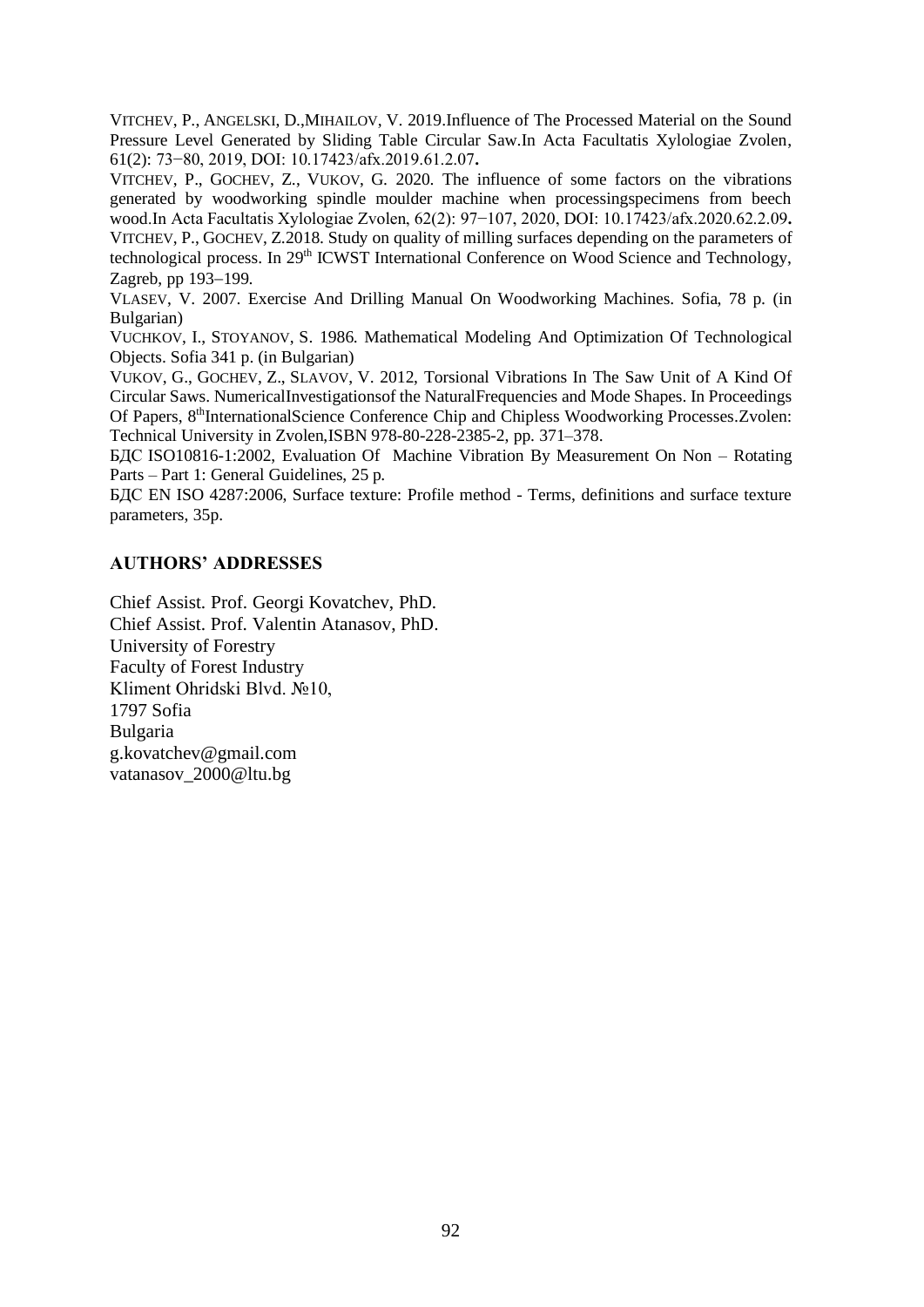VITCHEV, P., ANGELSKI, D.,MIHAILOV, V. 2019.Influence of The Processed Material on the Sound Pressure Level Generated by Sliding Table Circular Saw.In Acta Facultatis Xylologiae Zvolen, 61(2): 73−80, 2019, DOI: 10.17423/afx.2019.61.2.07**.**

VITCHEV, P., GOCHEV, Z., VUKOV, G. 2020. The influence of some factors on the vibrations generated by woodworking spindle moulder machine when processingspecimens from beech wood.In Acta Facultatis Xylologiae Zvolen, 62(2): 97−107, 2020, DOI: 10.17423/afx.2020.62.2.09**.**

VITCHEV, P., GOCHEV, Z.2018. Study on quality of milling surfaces depending on the parameters of technological process. In 29[th] ICWST International Conference on Wood Science and Technology, Zagreb, pp 193−199.

VLASEV, V. 2007. Exercise And Drilling Manual On Woodworking Machines. Sofia, 78 p. (in Bulgarian)

VUCHKOV, I., STOYANOV, S. 1986. Mathematical Modeling And Optimization Of Technological Objects. Sofia 341 p. (in Bulgarian)

VUKOV, G., GOCHEV, Z., SLAVOV, V. 2012, Torsional Vibrations In The Saw Unit of A Kind Of Circular Saws. NumericalInvestigationsof the NaturalFrequencies and Mode Shapes. In Proceedings Of Papers, 8[th]InternationalScience Conference Chip and Chipless Woodworking Processes.Zvolen: Technical University in Zvolen,ISBN 978-80-228-2385-2, pp. 371–378.

БДС ISO10816-1:2002, Evaluation Of Machine Vibration By Measurement On Non – Rotating Parts – Part 1: General Guidelines, 25 p.

БДС EN ISO 4287:2006, Surface texture: Profile method - Terms, definitions and surface texture parameters, 35p.

## AUTHORS' ADDRESSES

Chief Assist. Prof. Georgi Kovatchev, PhD.
Chief Assist. Prof. Valentin Atanasov, PhD.
University of Forestry
Faculty of Forest Industry
Kliment Ohridski Blvd. №10,
1797 Sofia
Bulgaria
g.kovatchev@gmail.com
vatanasov_2000@ltu.bg